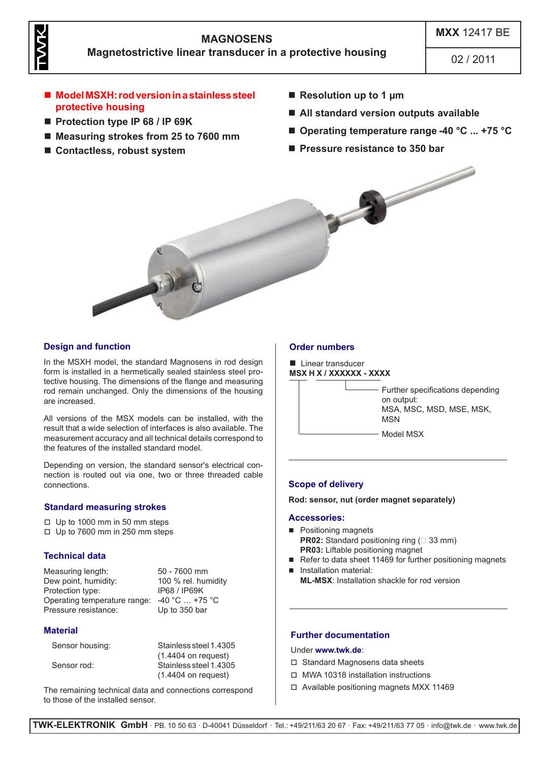# MAGNOSENS

## Magnetostrictive linear transducer in a protective housing

**MXX 12417 BE**

02 / 2011

- **Model MSXH: rod version in a stainless steel protective housing**
- **Protection type IP 68 / IP 69K**
- **Measuring strokes from 25 to 7600 mm**
- **Contactless, robust system**
- **Resolution up to 1 µm**
- **All standard version outputs available**
- **Operating temperature range -40 °C ... +75 °C**
- **Pressure resistance to 350 bar**

## Design and function

In the MSXH model, the standard Magnosens in rod design form is installed in a hermetically sealed stainless steel protective housing. The dimensions of the flange and measuring rod remain unchanged. Only the dimensions of the housing are increased.

All versions of the MSX models can be installed, with the result that a wide selection of interfaces is also available. The measurement accuracy and all technical details correspond to the features of the installed standard model.

Depending on version, the standard sensor's electrical connection is routed out via one, two or three threaded cable connections.

## Standard measuring strokes

- ◻ Up to 1000 mm in 50 mm steps
- ◻ Up to 7600 mm in 250 mm steps

## Technical data

| | |
|---|---|
| Measuring length: | 50 - 7600 mm |
| Dew point, humidity: | 100 % rel. humidity |
| Protection type: | IP68 / IP69K |
| Operating temperature range: | -40 °C … +75 °C |
| Pressure resistance: | Up to 350 bar |

## Material

| | |
|---|---|
| Sensor housing: | Stainless steel 1.4305 (1.4404 on request) |
| Sensor rod: | Stainless steel 1.4305 (1.4404 on request) |

The remaining technical data and connections correspond to those of the installed sensor.

## Order numbers

- Linear transducer

**MSX H X / XXXXXX - XXXX**

- Further specifications depending on output: MSA, MSC, MSD, MSE, MSK, MSN
- Model MSX

## Scope of delivery

**Rod: sensor, nut (order magnet separately)**

## Accessories:

- Positioning magnets
  **PR02:** Standard positioning ring (□ 33 mm)
  **PR03:** Liftable positioning magnet
- Refer to data sheet 11469 for further positioning magnets
- Installation material:
  **ML-MSX**: Installation shackle for rod version

## Further documentation

Under **www.twk.de**:

- ◻ Standard Magnosens data sheets
- ◻ MWA 10318 installation instructions
- ◻ Available positioning magnets MXX 11469

**TWK-ELEKTRONIK GmbH** · PB. 10 50 63 · D-40041 Düsseldorf · Tel.: +49/211/63 20 67 · Fax: +49/211/63 77 05 · info@twk.de · www.twk.de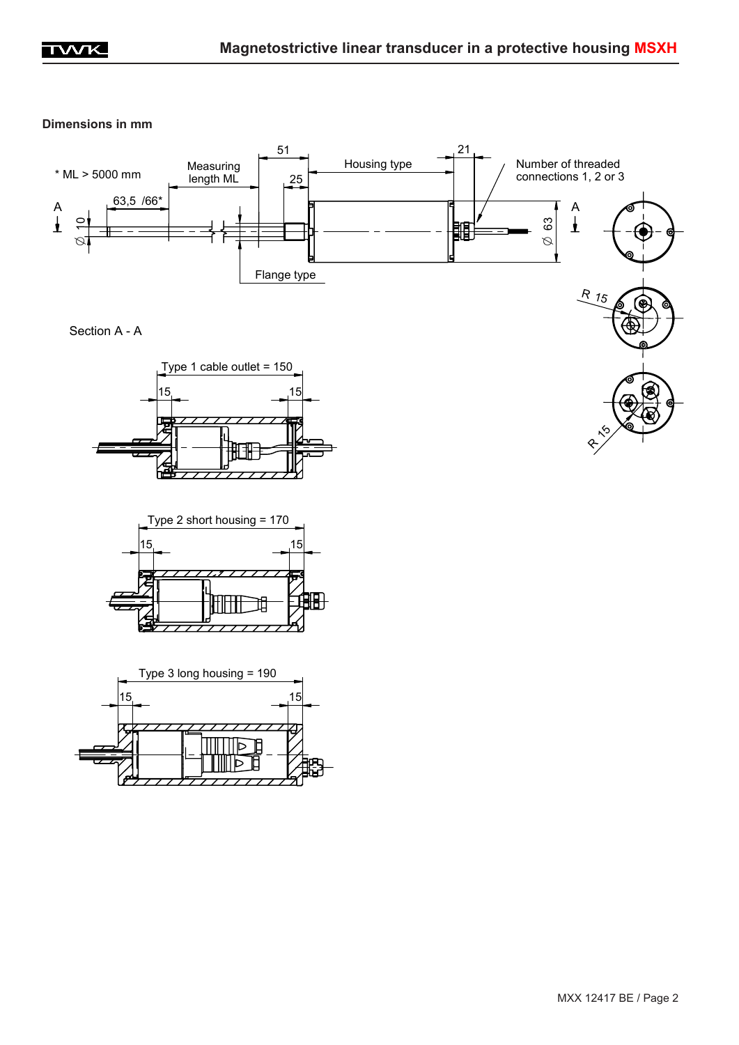**Dimensions in mm**

\* ML > 5000 mm

Measuring length ML

51

25

Housing type

21

Number of threaded connections 1, 2 or 3

A

63,5 /66*

Ø 10

Ø 63

A

Flange type

R 15

R 15

Section A - A

Type 1 cable outlet = 150

15

15

Type 2 short housing = 170

15

15

Type 3 long housing = 190

15

15